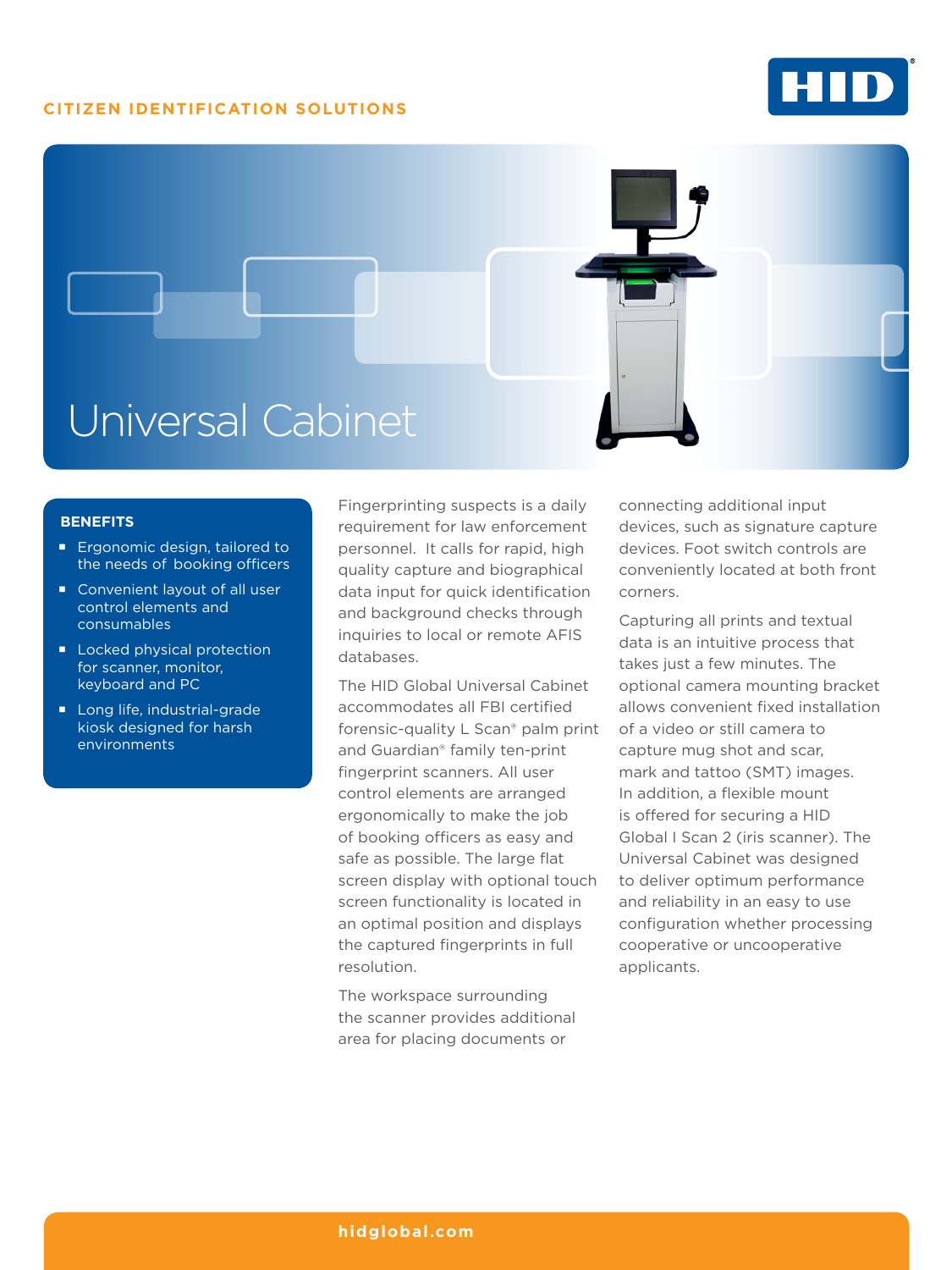CITIZEN IDENTIFICATION SOLUTIONS

# Universal Cabinet

## BENEFITS

- Ergonomic design, tailored to the needs of booking officers
- Convenient layout of all user control elements and consumables
- Locked physical protection for scanner, monitor, keyboard and PC
- Long life, industrial-grade kiosk designed for harsh environments

Fingerprinting suspects is a daily requirement for law enforcement personnel. It calls for rapid, high quality capture and biographical data input for quick identification and background checks through inquiries to local or remote AFIS databases.

The HID Global Universal Cabinet accommodates all FBI certified forensic-quality L Scan® palm print and Guardian® family ten-print fingerprint scanners. All user control elements are arranged ergonomically to make the job of booking officers as easy and safe as possible. The large flat screen display with optional touch screen functionality is located in an optimal position and displays the captured fingerprints in full resolution.

The workspace surrounding the scanner provides additional area for placing documents or connecting additional input devices, such as signature capture devices. Foot switch controls are conveniently located at both front corners.

Capturing all prints and textual data is an intuitive process that takes just a few minutes. The optional camera mounting bracket allows convenient fixed installation of a video or still camera to capture mug shot and scar, mark and tattoo (SMT) images. In addition, a flexible mount is offered for securing a HID Global I Scan 2 (iris scanner). The Universal Cabinet was designed to deliver optimum performance and reliability in an easy to use configuration whether processing cooperative or uncooperative applicants.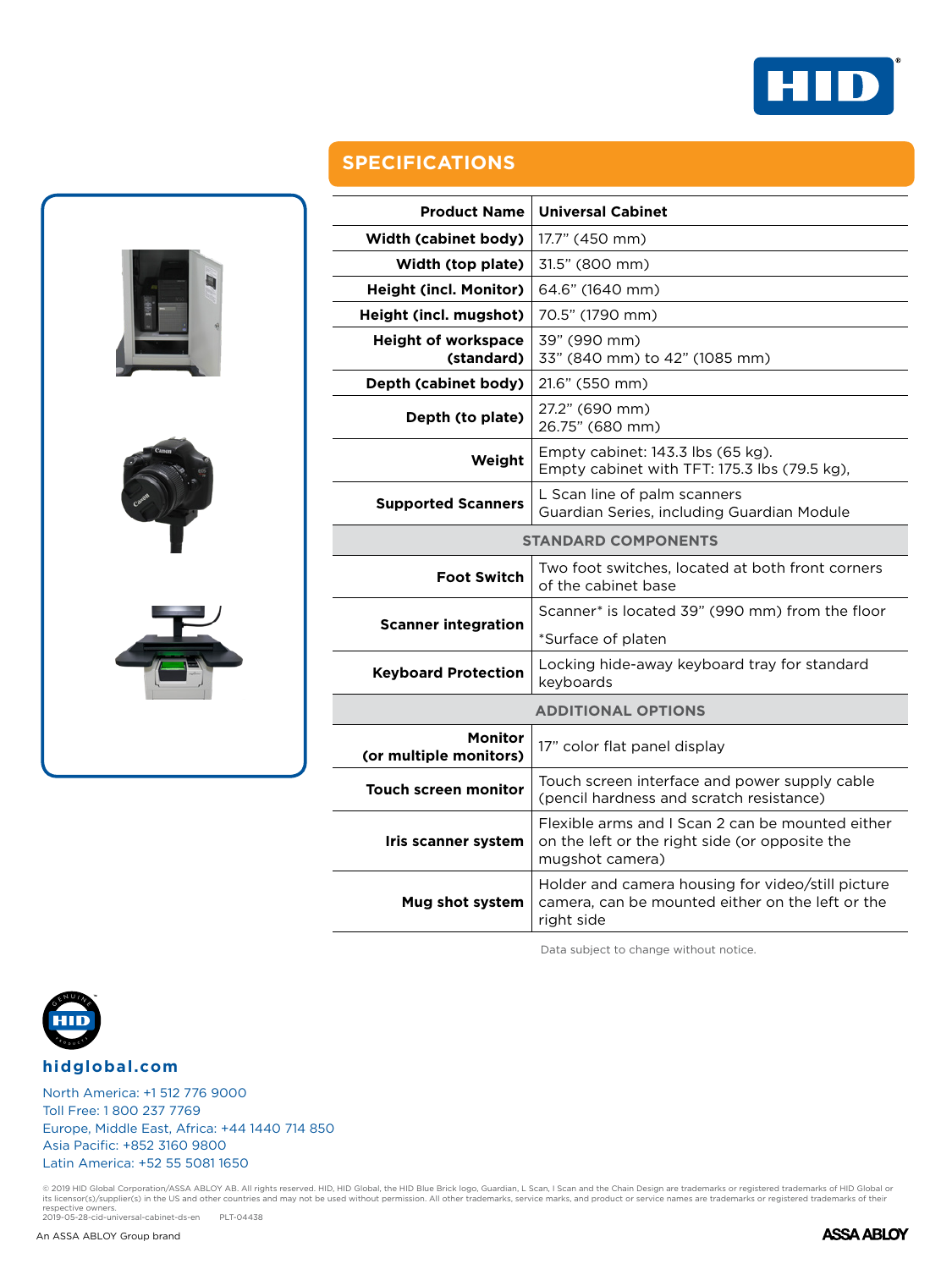## SPECIFICATIONS

| | |
|---|---|
| **Product Name** | **Universal Cabinet** |
| **Width (cabinet body)** | 17.7" (450 mm) |
| **Width (top plate)** | 31.5" (800 mm) |
| **Height (incl. Monitor)** | 64.6" (1640 mm) |
| **Height (incl. mugshot)** | 70.5" (1790 mm) |
| **Height of workspace (standard)** | 39" (990 mm)<br>33" (840 mm) to 42" (1085 mm) |
| **Depth (cabinet body)** | 21.6" (550 mm) |
| **Depth (to plate)** | 27.2" (690 mm)<br>26.75" (680 mm) |
| **Weight** | Empty cabinet: 143.3 lbs (65 kg).<br>Empty cabinet with TFT: 175.3 lbs (79.5 kg), |
| **Supported Scanners** | L Scan line of palm scanners<br>Guardian Series, including Guardian Module |
| **STANDARD COMPONENTS** | |
| **Foot Switch** | Two foot switches, located at both front corners of the cabinet base |
| **Scanner integration** | Scanner* is located 39" (990 mm) from the floor<br>*Surface of platen |
| **Keyboard Protection** | Locking hide-away keyboard tray for standard keyboards |
| **ADDITIONAL OPTIONS** | |
| **Monitor (or multiple monitors)** | 17" color flat panel display |
| **Touch screen monitor** | Touch screen interface and power supply cable (pencil hardness and scratch resistance) |
| **Iris scanner system** | Flexible arms and I Scan 2 can be mounted either on the left or the right side (or opposite the mugshot camera) |
| **Mug shot system** | Holder and camera housing for video/still picture camera, can be mounted either on the left or the right side |

Data subject to change without notice.

**hidglobal.com**

North America: +1 512 776 9000
Toll Free: 1 800 237 7769
Europe, Middle East, Africa: +44 1440 714 850
Asia Pacific: +852 3160 9800
Latin America: +52 55 5081 1650

© 2019 HID Global Corporation/ASSA ABLOY AB. All rights reserved. HID, HID Global, the HID Blue Brick logo, Guardian, L Scan, I Scan and the Chain Design are trademarks or registered trademarks of HID Global or its licensor(s)/supplier(s) in the US and other countries and may not be used without permission. All other trademarks, service marks, and product or service names are trademarks or registered trademarks of their respective owners.
2019-05-28-cid-universal-cabinet-ds-en PLT-04438

An ASSA ABLOY Group brand

ASSA ABLOY